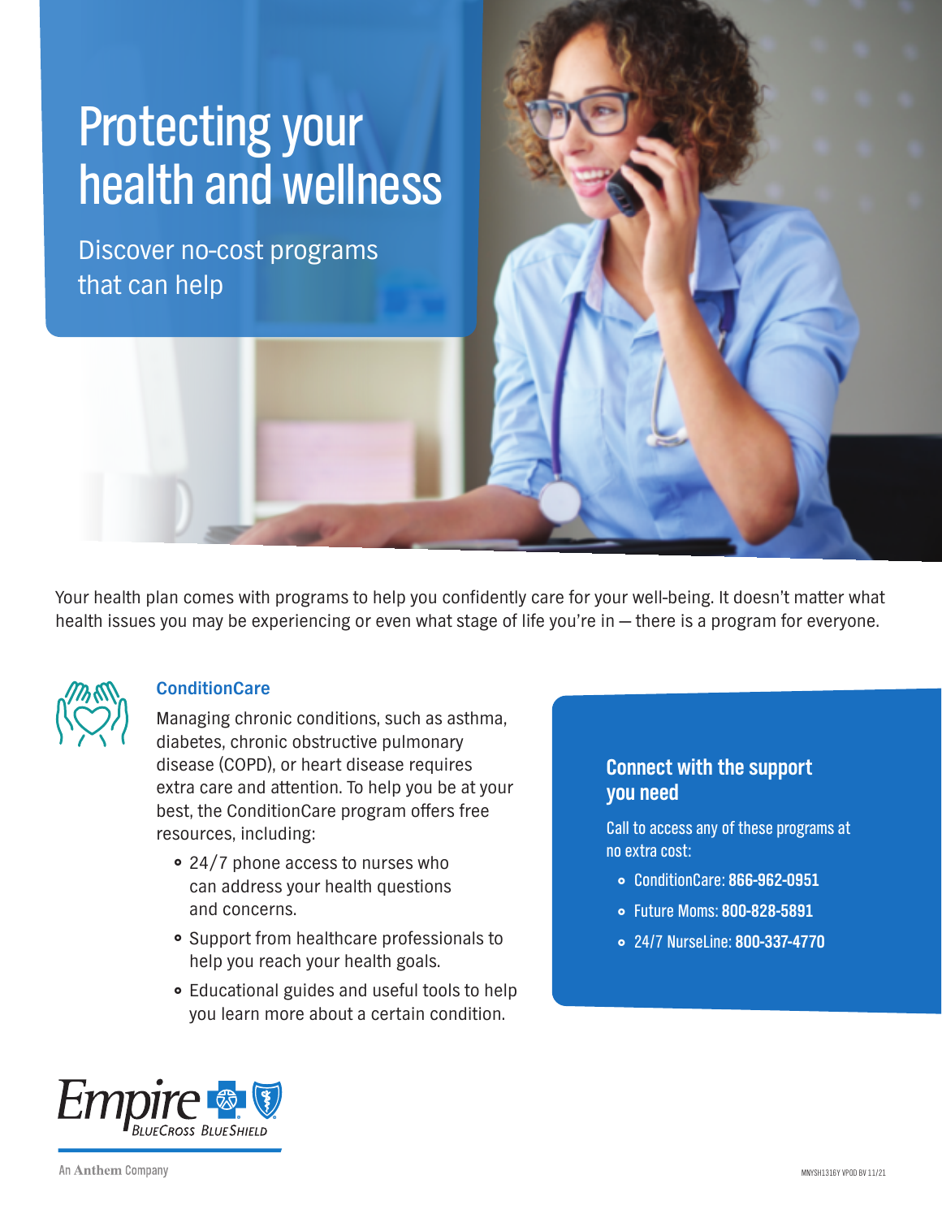# Protecting your health and wellness

Discover no-cost programs that can help

Your health plan comes with programs to help you confidently care for your well-being. It doesn't matter what health issues you may be experiencing or even what stage of life you're in — there is a program for everyone.

## ConditionCare

Managing chronic conditions, such as asthma, diabetes, chronic obstructive pulmonary disease (COPD), or heart disease requires extra care and attention. To help you be at your best, the ConditionCare program offers free resources, including:

- 24/7 phone access to nurses who can address your health questions and concerns.
- Support from healthcare professionals to help you reach your health goals.
- Educational guides and useful tools to help you learn more about a certain condition.

## Connect with the support you need

Call to access any of these programs at no extra cost:

- ConditionCare: **866-962-0951**
- Future Moms: **800-828-5891**
- 24/7 NurseLine: **800-337-4770**

Empire BlueCross BlueShield

An Anthem Company

MNYSH1316Y VPOD BV 11/21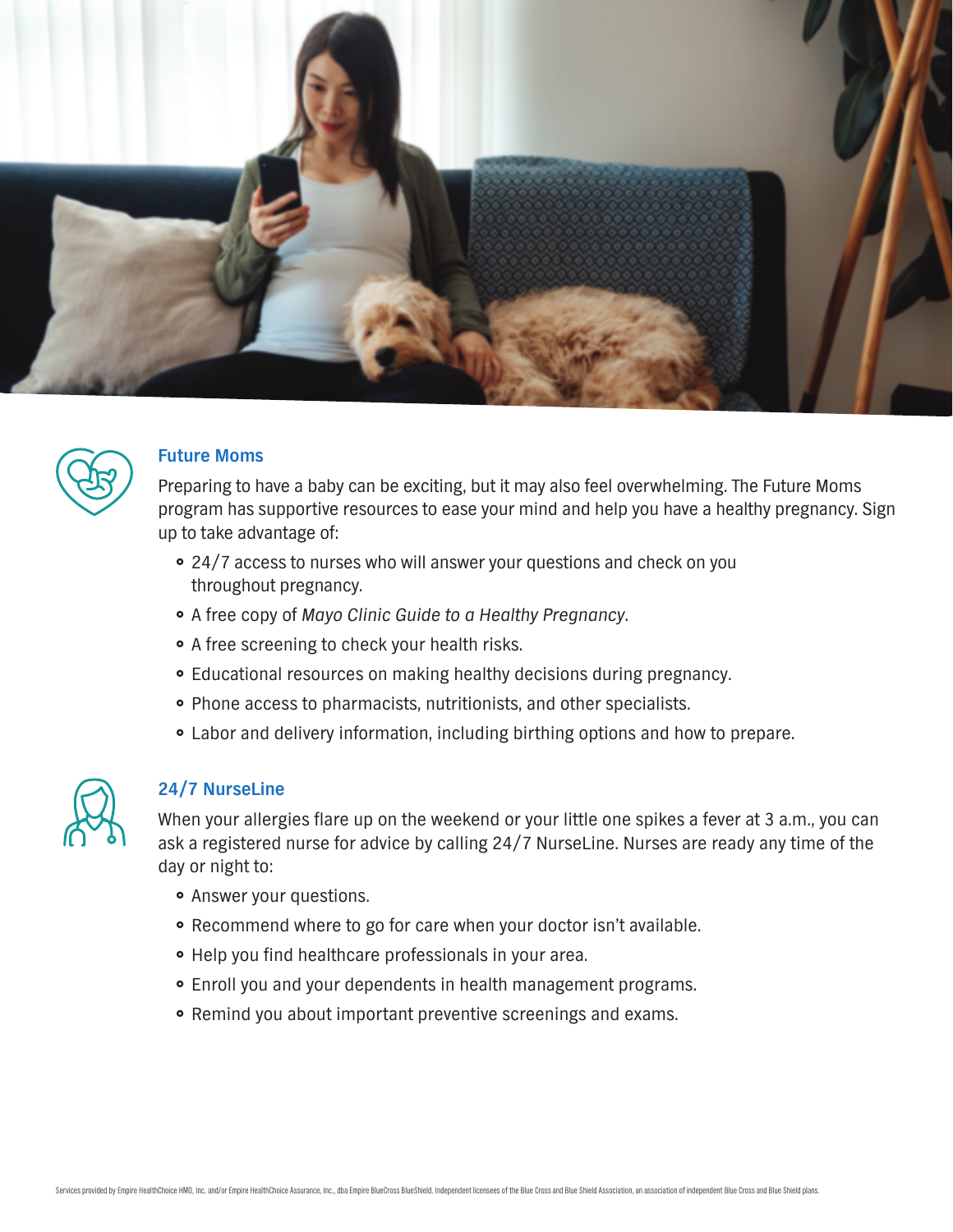## Future Moms

Preparing to have a baby can be exciting, but it may also feel overwhelming. The Future Moms program has supportive resources to ease your mind and help you have a healthy pregnancy. Sign up to take advantage of:

- 24/7 access to nurses who will answer your questions and check on you throughout pregnancy.
- A free copy of *Mayo Clinic Guide to a Healthy Pregnancy*.
- A free screening to check your health risks.
- Educational resources on making healthy decisions during pregnancy.
- Phone access to pharmacists, nutritionists, and other specialists.
- Labor and delivery information, including birthing options and how to prepare.

## 24/7 NurseLine

When your allergies flare up on the weekend or your little one spikes a fever at 3 a.m., you can ask a registered nurse for advice by calling 24/7 NurseLine. Nurses are ready any time of the day or night to:

- Answer your questions.
- Recommend where to go for care when your doctor isn't available.
- Help you find healthcare professionals in your area.
- Enroll you and your dependents in health management programs.
- Remind you about important preventive screenings and exams.

Services provided by Empire HealthChoice HMO, Inc. and/or Empire HealthChoice Assurance, Inc., dba Empire BlueCross BlueShield. Independent licensees of the Blue Cross and Blue Shield Association, an association of independent Blue Cross and Blue Shield plans.